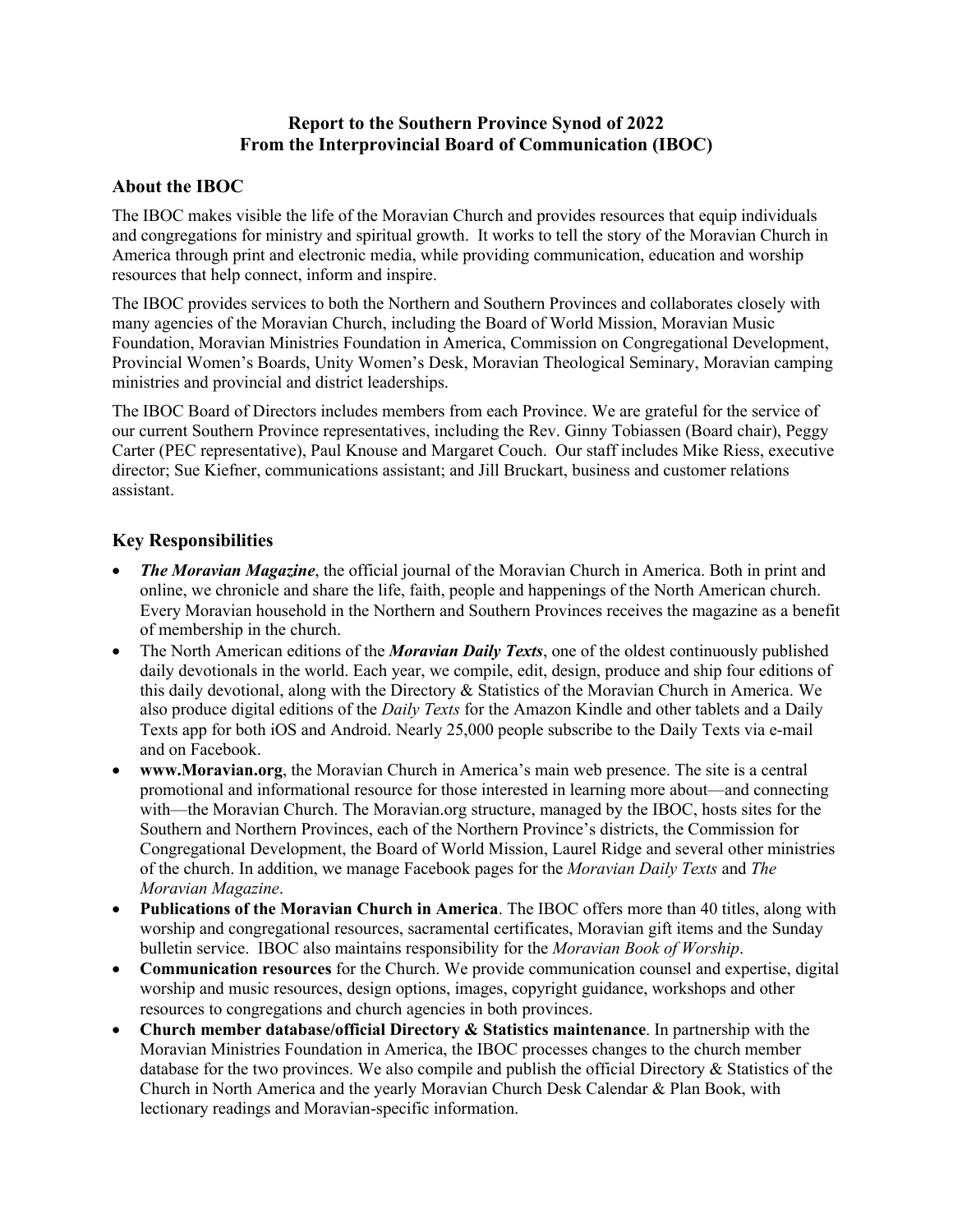**Report to the Southern Province Synod of 2022**
**From the Interprovincial Board of Communication (IBOC)**

## About the IBOC

The IBOC makes visible the life of the Moravian Church and provides resources that equip individuals and congregations for ministry and spiritual growth. It works to tell the story of the Moravian Church in America through print and electronic media, while providing communication, education and worship resources that help connect, inform and inspire.

The IBOC provides services to both the Northern and Southern Provinces and collaborates closely with many agencies of the Moravian Church, including the Board of World Mission, Moravian Music Foundation, Moravian Ministries Foundation in America, Commission on Congregational Development, Provincial Women's Boards, Unity Women's Desk, Moravian Theological Seminary, Moravian camping ministries and provincial and district leaderships.

The IBOC Board of Directors includes members from each Province. We are grateful for the service of our current Southern Province representatives, including the Rev. Ginny Tobiassen (Board chair), Peggy Carter (PEC representative), Paul Knouse and Margaret Couch. Our staff includes Mike Riess, executive director; Sue Kiefner, communications assistant; and Jill Bruckart, business and customer relations assistant.

## Key Responsibilities

- ***The Moravian Magazine***, the official journal of the Moravian Church in America. Both in print and online, we chronicle and share the life, faith, people and happenings of the North American church. Every Moravian household in the Northern and Southern Provinces receives the magazine as a benefit of membership in the church.
- The North American editions of the ***Moravian Daily Texts***, one of the oldest continuously published daily devotionals in the world. Each year, we compile, edit, design, produce and ship four editions of this daily devotional, along with the Directory & Statistics of the Moravian Church in America. We also produce digital editions of the *Daily Texts* for the Amazon Kindle and other tablets and a Daily Texts app for both iOS and Android. Nearly 25,000 people subscribe to the Daily Texts via e-mail and on Facebook.
- **www.Moravian.org**, the Moravian Church in America's main web presence. The site is a central promotional and informational resource for those interested in learning more about—and connecting with—the Moravian Church. The Moravian.org structure, managed by the IBOC, hosts sites for the Southern and Northern Provinces, each of the Northern Province's districts, the Commission for Congregational Development, the Board of World Mission, Laurel Ridge and several other ministries of the church. In addition, we manage Facebook pages for the *Moravian Daily Texts* and *The Moravian Magazine*.
- **Publications of the Moravian Church in America**. The IBOC offers more than 40 titles, along with worship and congregational resources, sacramental certificates, Moravian gift items and the Sunday bulletin service. IBOC also maintains responsibility for the *Moravian Book of Worship*.
- **Communication resources** for the Church. We provide communication counsel and expertise, digital worship and music resources, design options, images, copyright guidance, workshops and other resources to congregations and church agencies in both provinces.
- **Church member database/official Directory & Statistics maintenance**. In partnership with the Moravian Ministries Foundation in America, the IBOC processes changes to the church member database for the two provinces. We also compile and publish the official Directory & Statistics of the Church in North America and the yearly Moravian Church Desk Calendar & Plan Book, with lectionary readings and Moravian-specific information.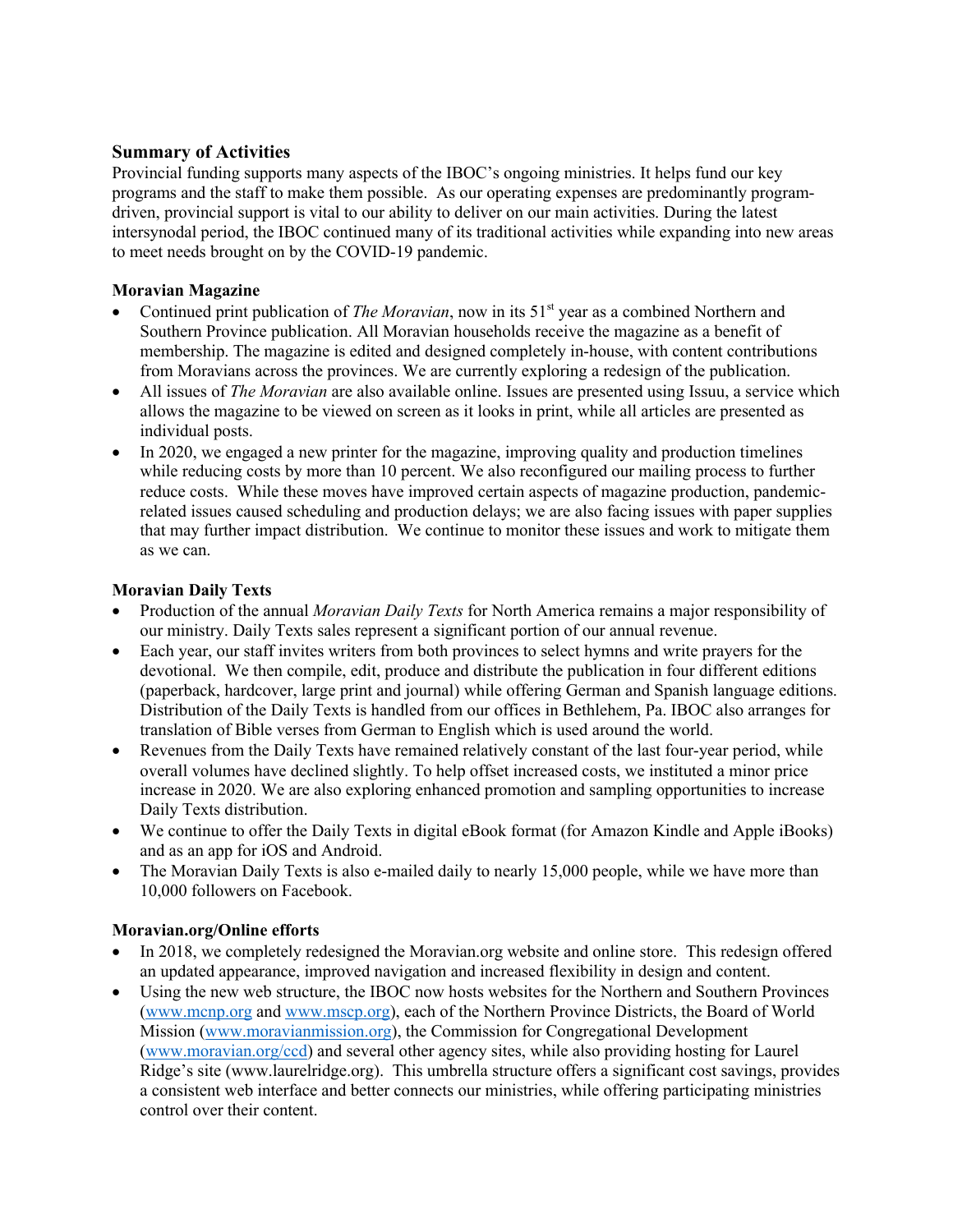## Summary of Activities

Provincial funding supports many aspects of the IBOC's ongoing ministries. It helps fund our key programs and the staff to make them possible. As our operating expenses are predominantly program-driven, provincial support is vital to our ability to deliver on our main activities. During the latest intersynodal period, the IBOC continued many of its traditional activities while expanding into new areas to meet needs brought on by the COVID-19 pandemic.

### Moravian Magazine

- Continued print publication of *The Moravian*, now in its 51st year as a combined Northern and Southern Province publication. All Moravian households receive the magazine as a benefit of membership. The magazine is edited and designed completely in-house, with content contributions from Moravians across the provinces. We are currently exploring a redesign of the publication.
- All issues of *The Moravian* are also available online. Issues are presented using Issuu, a service which allows the magazine to be viewed on screen as it looks in print, while all articles are presented as individual posts.
- In 2020, we engaged a new printer for the magazine, improving quality and production timelines while reducing costs by more than 10 percent. We also reconfigured our mailing process to further reduce costs. While these moves have improved certain aspects of magazine production, pandemic-related issues caused scheduling and production delays; we are also facing issues with paper supplies that may further impact distribution. We continue to monitor these issues and work to mitigate them as we can.

### Moravian Daily Texts

- Production of the annual *Moravian Daily Texts* for North America remains a major responsibility of our ministry. Daily Texts sales represent a significant portion of our annual revenue.
- Each year, our staff invites writers from both provinces to select hymns and write prayers for the devotional. We then compile, edit, produce and distribute the publication in four different editions (paperback, hardcover, large print and journal) while offering German and Spanish language editions. Distribution of the Daily Texts is handled from our offices in Bethlehem, Pa. IBOC also arranges for translation of Bible verses from German to English which is used around the world.
- Revenues from the Daily Texts have remained relatively constant of the last four-year period, while overall volumes have declined slightly. To help offset increased costs, we instituted a minor price increase in 2020. We are also exploring enhanced promotion and sampling opportunities to increase Daily Texts distribution.
- We continue to offer the Daily Texts in digital eBook format (for Amazon Kindle and Apple iBooks) and as an app for iOS and Android.
- The Moravian Daily Texts is also e-mailed daily to nearly 15,000 people, while we have more than 10,000 followers on Facebook.

### Moravian.org/Online efforts

- In 2018, we completely redesigned the Moravian.org website and online store. This redesign offered an updated appearance, improved navigation and increased flexibility in design and content.
- Using the new web structure, the IBOC now hosts websites for the Northern and Southern Provinces ([www.mcnp.org](www.mcnp.org) and [www.mscp.org](www.mscp.org)), each of the Northern Province Districts, the Board of World Mission ([www.moravianmission.org](www.moravianmission.org)), the Commission for Congregational Development ([www.moravian.org/ccd](www.moravian.org/ccd)) and several other agency sites, while also providing hosting for Laurel Ridge's site (www.laurelridge.org). This umbrella structure offers a significant cost savings, provides a consistent web interface and better connects our ministries, while offering participating ministries control over their content.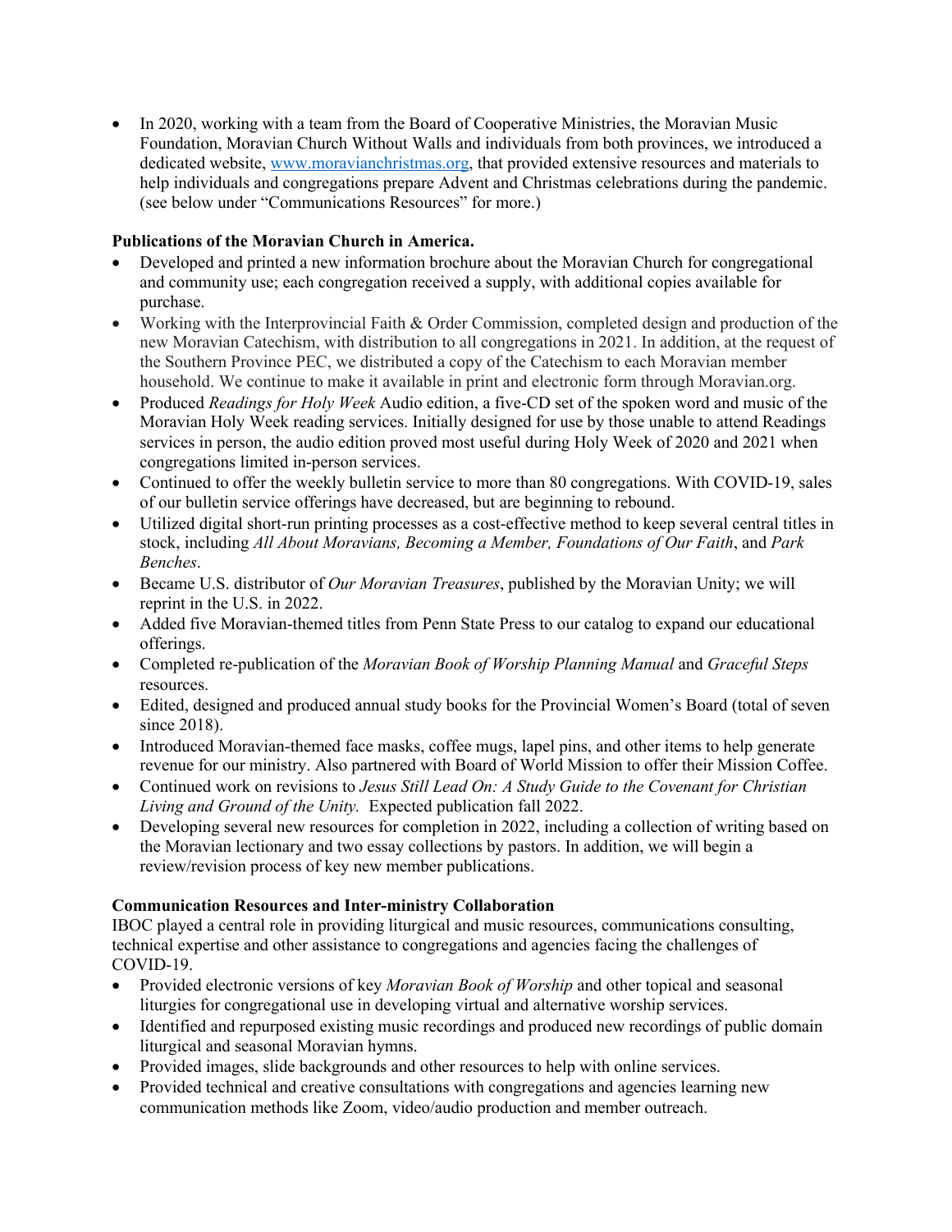- In 2020, working with a team from the Board of Cooperative Ministries, the Moravian Music Foundation, Moravian Church Without Walls and individuals from both provinces, we introduced a dedicated website, [www.moravianchristmas.org](http://www.moravianchristmas.org), that provided extensive resources and materials to help individuals and congregations prepare Advent and Christmas celebrations during the pandemic. (see below under "Communications Resources" for more.)

**Publications of the Moravian Church in America.**

- Developed and printed a new information brochure about the Moravian Church for congregational and community use; each congregation received a supply, with additional copies available for purchase.
- Working with the Interprovincial Faith & Order Commission, completed design and production of the new Moravian Catechism, with distribution to all congregations in 2021. In addition, at the request of the Southern Province PEC, we distributed a copy of the Catechism to each Moravian member household. We continue to make it available in print and electronic form through Moravian.org.
- Produced *Readings for Holy Week* Audio edition, a five-CD set of the spoken word and music of the Moravian Holy Week reading services. Initially designed for use by those unable to attend Readings services in person, the audio edition proved most useful during Holy Week of 2020 and 2021 when congregations limited in-person services.
- Continued to offer the weekly bulletin service to more than 80 congregations. With COVID-19, sales of our bulletin service offerings have decreased, but are beginning to rebound.
- Utilized digital short-run printing processes as a cost-effective method to keep several central titles in stock, including *All About Moravians, Becoming a Member, Foundations of Our Faith*, and *Park Benches*.
- Became U.S. distributor of *Our Moravian Treasures*, published by the Moravian Unity; we will reprint in the U.S. in 2022.
- Added five Moravian-themed titles from Penn State Press to our catalog to expand our educational offerings.
- Completed re-publication of the *Moravian Book of Worship Planning Manual* and *Graceful Steps* resources.
- Edited, designed and produced annual study books for the Provincial Women's Board (total of seven since 2018).
- Introduced Moravian-themed face masks, coffee mugs, lapel pins, and other items to help generate revenue for our ministry. Also partnered with Board of World Mission to offer their Mission Coffee.
- Continued work on revisions to *Jesus Still Lead On: A Study Guide to the Covenant for Christian Living and Ground of the Unity.* Expected publication fall 2022.
- Developing several new resources for completion in 2022, including a collection of writing based on the Moravian lectionary and two essay collections by pastors. In addition, we will begin a review/revision process of key new member publications.

**Communication Resources and Inter-ministry Collaboration**

IBOC played a central role in providing liturgical and music resources, communications consulting, technical expertise and other assistance to congregations and agencies facing the challenges of COVID-19.

- Provided electronic versions of key *Moravian Book of Worship* and other topical and seasonal liturgies for congregational use in developing virtual and alternative worship services.
- Identified and repurposed existing music recordings and produced new recordings of public domain liturgical and seasonal Moravian hymns.
- Provided images, slide backgrounds and other resources to help with online services.
- Provided technical and creative consultations with congregations and agencies learning new communication methods like Zoom, video/audio production and member outreach.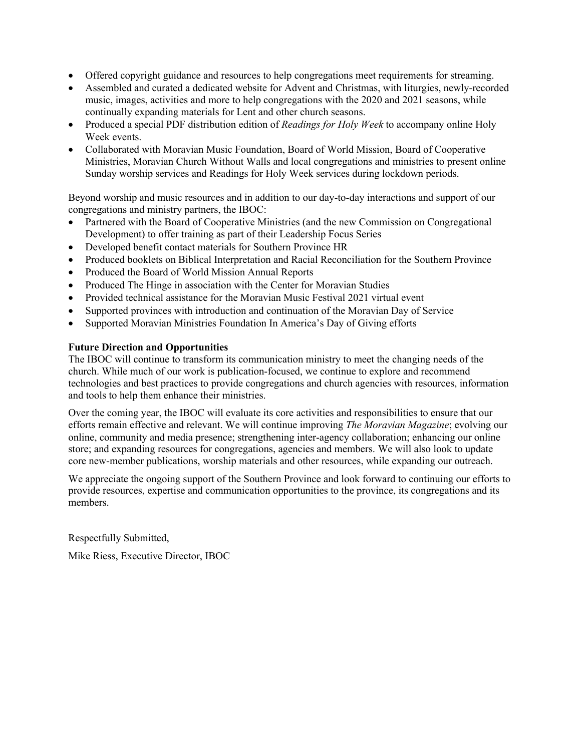- Offered copyright guidance and resources to help congregations meet requirements for streaming.
- Assembled and curated a dedicated website for Advent and Christmas, with liturgies, newly-recorded music, images, activities and more to help congregations with the 2020 and 2021 seasons, while continually expanding materials for Lent and other church seasons.
- Produced a special PDF distribution edition of *Readings for Holy Week* to accompany online Holy Week events.
- Collaborated with Moravian Music Foundation, Board of World Mission, Board of Cooperative Ministries, Moravian Church Without Walls and local congregations and ministries to present online Sunday worship services and Readings for Holy Week services during lockdown periods.

Beyond worship and music resources and in addition to our day-to-day interactions and support of our congregations and ministry partners, the IBOC:

- Partnered with the Board of Cooperative Ministries (and the new Commission on Congregational Development) to offer training as part of their Leadership Focus Series
- Developed benefit contact materials for Southern Province HR
- Produced booklets on Biblical Interpretation and Racial Reconciliation for the Southern Province
- Produced the Board of World Mission Annual Reports
- Produced The Hinge in association with the Center for Moravian Studies
- Provided technical assistance for the Moravian Music Festival 2021 virtual event
- Supported provinces with introduction and continuation of the Moravian Day of Service
- Supported Moravian Ministries Foundation In America's Day of Giving efforts

**Future Direction and Opportunities**

The IBOC will continue to transform its communication ministry to meet the changing needs of the church. While much of our work is publication-focused, we continue to explore and recommend technologies and best practices to provide congregations and church agencies with resources, information and tools to help them enhance their ministries.

Over the coming year, the IBOC will evaluate its core activities and responsibilities to ensure that our efforts remain effective and relevant. We will continue improving *The Moravian Magazine*; evolving our online, community and media presence; strengthening inter-agency collaboration; enhancing our online store; and expanding resources for congregations, agencies and members. We will also look to update core new-member publications, worship materials and other resources, while expanding our outreach.

We appreciate the ongoing support of the Southern Province and look forward to continuing our efforts to provide resources, expertise and communication opportunities to the province, its congregations and its members.

Respectfully Submitted,

Mike Riess, Executive Director, IBOC